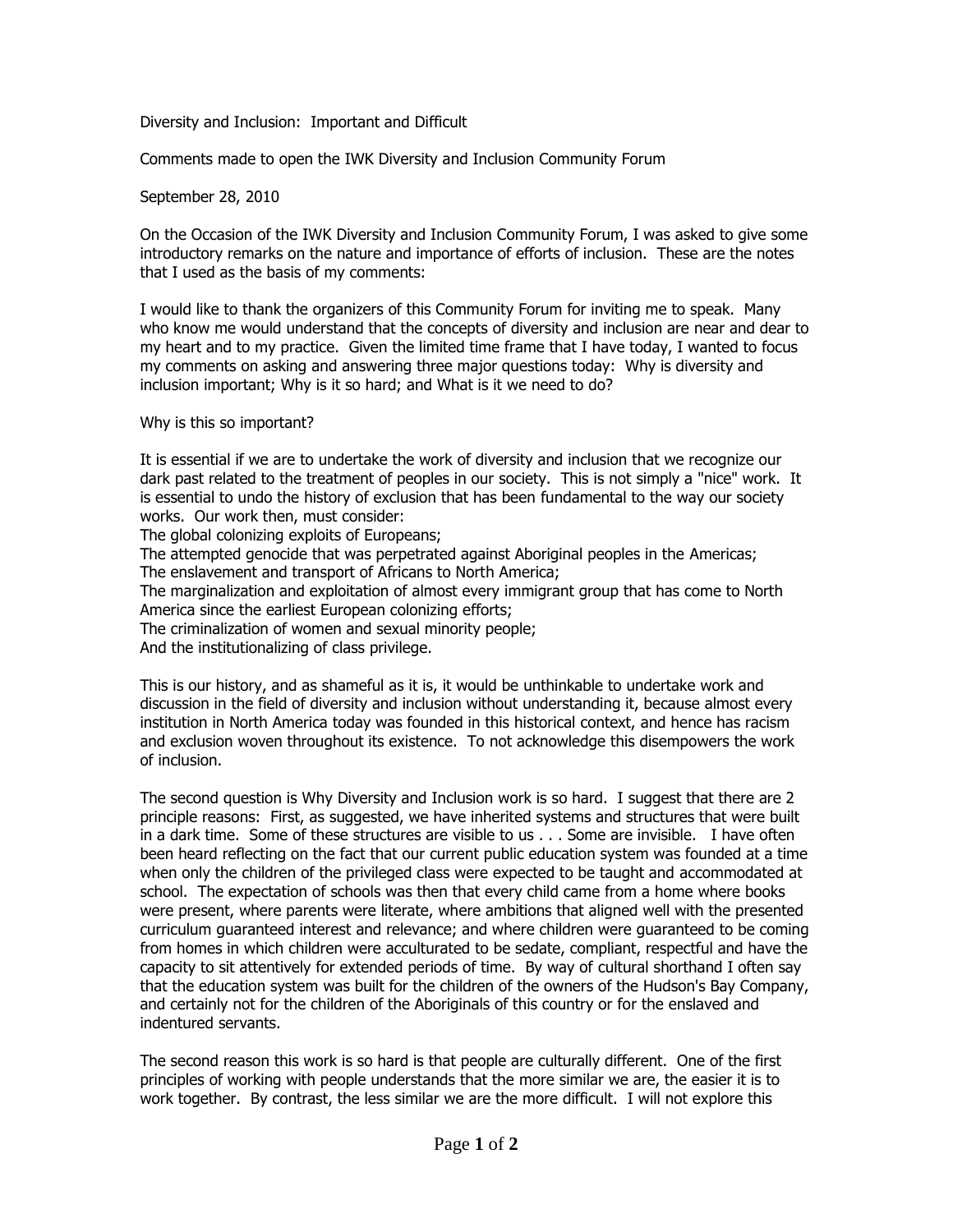# Diversity and Inclusion: Important and Difficult

Comments made to open the IWK Diversity and Inclusion Community Forum

September 28, 2010

On the Occasion of the IWK Diversity and Inclusion Community Forum, I was asked to give some introductory remarks on the nature and importance of efforts of inclusion. These are the notes that I used as the basis of my comments:

I would like to thank the organizers of this Community Forum for inviting me to speak. Many who know me would understand that the concepts of diversity and inclusion are near and dear to my heart and to my practice. Given the limited time frame that I have today, I wanted to focus my comments on asking and answering three major questions today: Why is diversity and inclusion important; Why is it so hard; and What is it we need to do?

## Why is this so important?

It is essential if we are to undertake the work of diversity and inclusion that we recognize our dark past related to the treatment of peoples in our society. This is not simply a "nice" work. It is essential to undo the history of exclusion that has been fundamental to the way our society works. Our work then, must consider:

The global colonizing exploits of Europeans;
The attempted genocide that was perpetrated against Aboriginal peoples in the Americas;
The enslavement and transport of Africans to North America;
The marginalization and exploitation of almost every immigrant group that has come to North America since the earliest European colonizing efforts;
The criminalization of women and sexual minority people;
And the institutionalizing of class privilege.

This is our history, and as shameful as it is, it would be unthinkable to undertake work and discussion in the field of diversity and inclusion without understanding it, because almost every institution in North America today was founded in this historical context, and hence has racism and exclusion woven throughout its existence. To not acknowledge this disempowers the work of inclusion.

The second question is Why Diversity and Inclusion work is so hard. I suggest that there are 2 principle reasons: First, as suggested, we have inherited systems and structures that were built in a dark time. Some of these structures are visible to us . . . Some are invisible. I have often been heard reflecting on the fact that our current public education system was founded at a time when only the children of the privileged class were expected to be taught and accommodated at school. The expectation of schools was then that every child came from a home where books were present, where parents were literate, where ambitions that aligned well with the presented curriculum guaranteed interest and relevance; and where children were guaranteed to be coming from homes in which children were acculturated to be sedate, compliant, respectful and have the capacity to sit attentively for extended periods of time. By way of cultural shorthand I often say that the education system was built for the children of the owners of the Hudson's Bay Company, and certainly not for the children of the Aboriginals of this country or for the enslaved and indentured servants.

The second reason this work is so hard is that people are culturally different. One of the first principles of working with people understands that the more similar we are, the easier it is to work together. By contrast, the less similar we are the more difficult. I will not explore this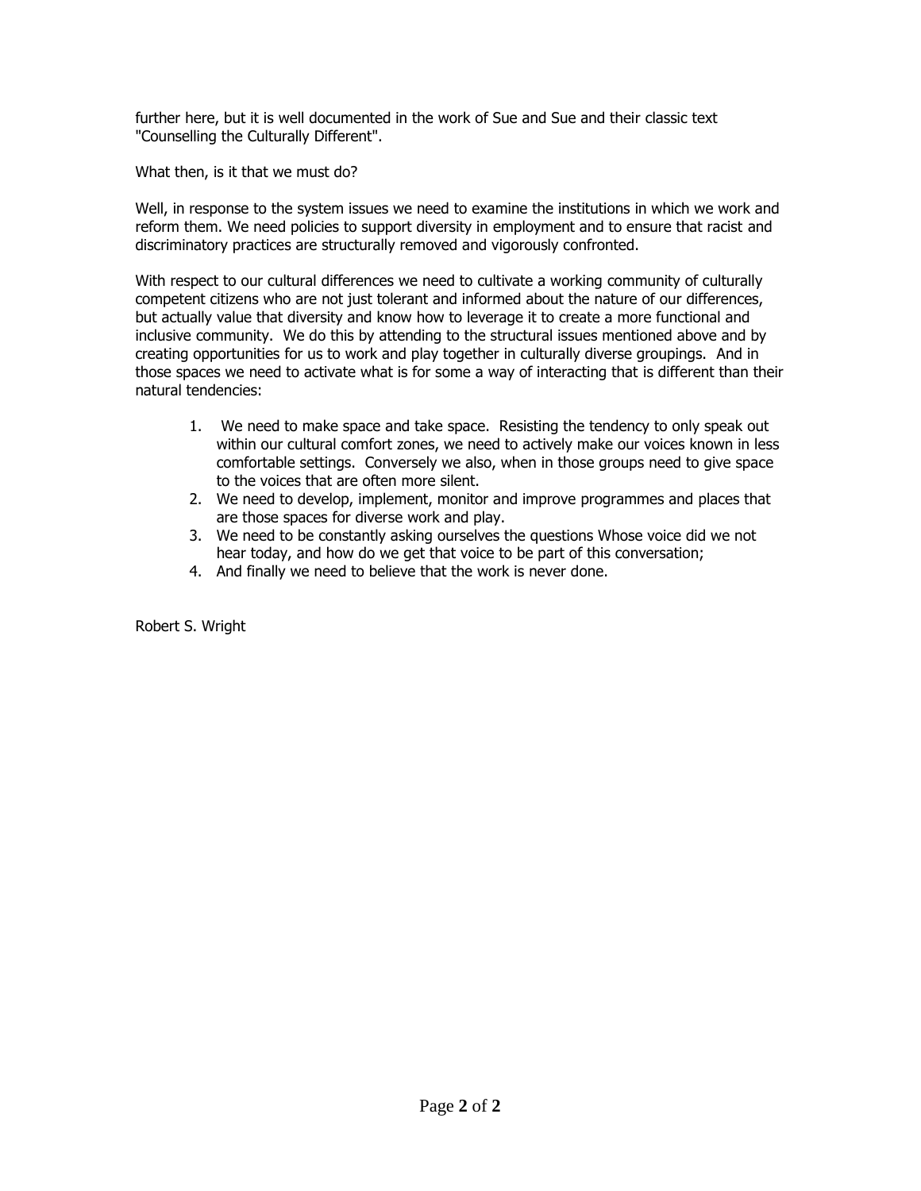further here, but it is well documented in the work of Sue and Sue and their classic text "Counselling the Culturally Different".

What then, is it that we must do?

Well, in response to the system issues we need to examine the institutions in which we work and reform them. We need policies to support diversity in employment and to ensure that racist and discriminatory practices are structurally removed and vigorously confronted.

With respect to our cultural differences we need to cultivate a working community of culturally competent citizens who are not just tolerant and informed about the nature of our differences, but actually value that diversity and know how to leverage it to create a more functional and inclusive community. We do this by attending to the structural issues mentioned above and by creating opportunities for us to work and play together in culturally diverse groupings. And in those spaces we need to activate what is for some a way of interacting that is different than their natural tendencies:

1. We need to make space and take space. Resisting the tendency to only speak out within our cultural comfort zones, we need to actively make our voices known in less comfortable settings. Conversely we also, when in those groups need to give space to the voices that are often more silent.
2. We need to develop, implement, monitor and improve programmes and places that are those spaces for diverse work and play.
3. We need to be constantly asking ourselves the questions Whose voice did we not hear today, and how do we get that voice to be part of this conversation;
4. And finally we need to believe that the work is never done.

Robert S. Wright